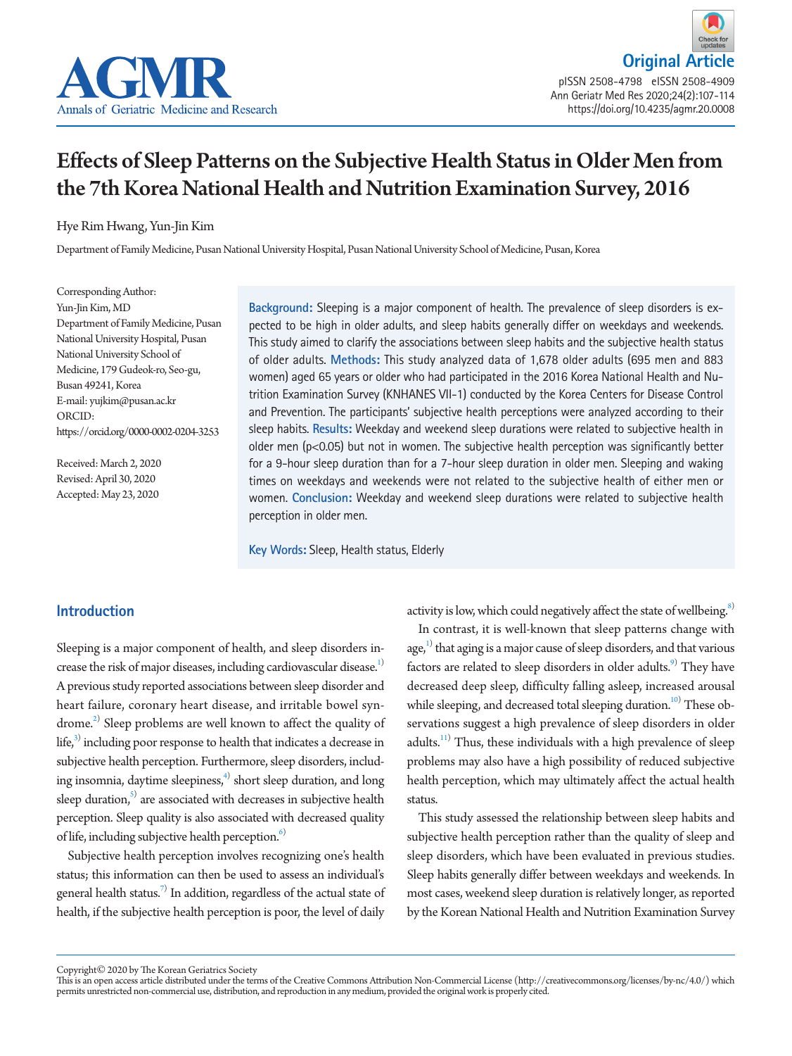Original Article

pISSN 2508-4798 eISSN 2508-4909
https://doi.org/10.4235/agmr.20.0008

# Effects of Sleep Patterns on the Subjective Health Status in Older Men from the 7th Korea National Health and Nutrition Examination Survey, 2016

Hye Rim Hwang, Yun-Jin Kim

Department of Family Medicine, Pusan National University Hospital, Pusan National University School of Medicine, Pusan, Korea

Corresponding Author:
Yun-Jin Kim, MD
Department of Family Medicine, Pusan National University Hospital, Pusan National University School of Medicine, 179 Gudeok-ro, Seo-gu, Busan 49241, Korea
E-mail: yujkim@pusan.ac.kr
ORCID: https://orcid.org/0000-0002-0204-3253

Received: March 2, 2020
Revised: April 30, 2020
Accepted: May 23, 2020

**Background:** Sleeping is a major component of health. The prevalence of sleep disorders is expected to be high in older adults, and sleep habits generally differ on weekdays and weekends. This study aimed to clarify the associations between sleep habits and the subjective health status of older adults. **Methods:** This study analyzed data of 1,678 older adults (695 men and 883 women) aged 65 years or older who had participated in the 2016 Korea National Health and Nutrition Examination Survey (KNHANES VII-1) conducted by the Korea Centers for Disease Control and Prevention. The participants' subjective health perceptions were analyzed according to their sleep habits. **Results:** Weekday and weekend sleep durations were related to subjective health in older men ($p<0.05$) but not in women. The subjective health perception was significantly better for a 9-hour sleep duration than for a 7-hour sleep duration in older men. Sleeping and waking times on weekdays and weekends were not related to the subjective health of either men or women. **Conclusion:** Weekday and weekend sleep durations were related to subjective health perception in older men.

**Key Words:** Sleep, Health status, Elderly

## Introduction

Sleeping is a major component of health, and sleep disorders increase the risk of major diseases, including cardiovascular disease.[1] A previous study reported associations between sleep disorder and heart failure, coronary heart disease, and irritable bowel syndrome.[2] Sleep problems are well known to affect the quality of life,[3] including poor response to health that indicates a decrease in subjective health perception. Furthermore, sleep disorders, including insomnia, daytime sleepiness,[4] short sleep duration, and long sleep duration,[5] are associated with decreases in subjective health perception. Sleep quality is also associated with decreased quality of life, including subjective health perception.[6]

Subjective health perception involves recognizing one's health status; this information can then be used to assess an individual's general health status.[7] In addition, regardless of the actual state of health, if the subjective health perception is poor, the level of daily activity is low, which could negatively affect the state of wellbeing.[8]

In contrast, it is well-known that sleep patterns change with age,[1] that aging is a major cause of sleep disorders, and that various factors are related to sleep disorders in older adults.[9] They have decreased deep sleep, difficulty falling asleep, increased arousal while sleeping, and decreased total sleeping duration.[10] These observations suggest a high prevalence of sleep disorders in older adults.[11] Thus, these individuals with a high prevalence of sleep problems may also have a high possibility of reduced subjective health perception, which may ultimately affect the actual health status.

This study assessed the relationship between sleep habits and subjective health perception rather than the quality of sleep and sleep disorders, which have been evaluated in previous studies. Sleep habits generally differ between weekdays and weekends. In most cases, weekend sleep duration is relatively longer, as reported by the Korean National Health and Nutrition Examination Survey

Copyright© 2020 by The Korean Geriatrics Society
This is an open access article distributed under the terms of the Creative Commons Attribution Non-Commercial License (http://creativecommons.org/licenses/by-nc/4.0/) which permits unrestricted non-commercial use, distribution, and reproduction in any medium, provided the original work is properly cited.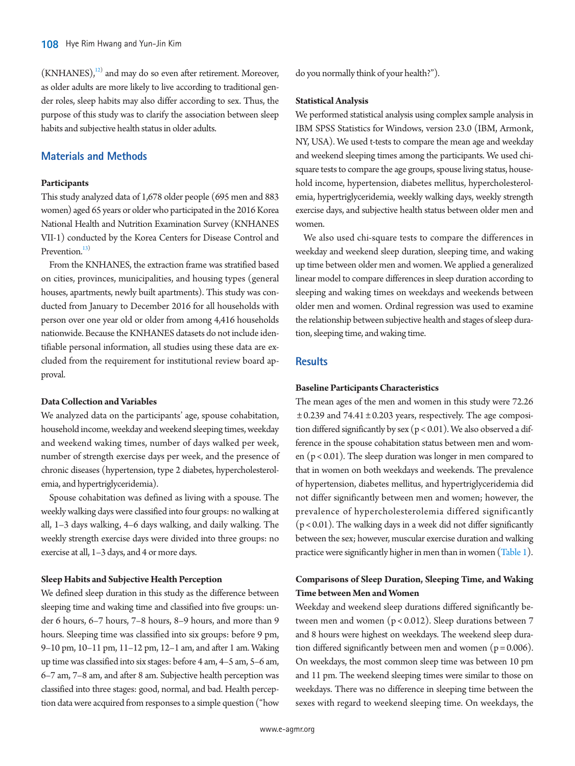(KNHANES),[12] and may do so even after retirement. Moreover, as older adults are more likely to live according to traditional gender roles, sleep habits may also differ according to sex. Thus, the purpose of this study was to clarify the association between sleep habits and subjective health status in older adults.

## Materials and Methods

### Participants

This study analyzed data of 1,678 older people (695 men and 883 women) aged 65 years or older who participated in the 2016 Korea National Health and Nutrition Examination Survey (KNHANES VII-1) conducted by the Korea Centers for Disease Control and Prevention.[13]

From the KNHANES, the extraction frame was stratified based on cities, provinces, municipalities, and housing types (general houses, apartments, newly built apartments). This study was conducted from January to December 2016 for all households with person over one year old or older from among 4,416 households nationwide. Because the KNHANES datasets do not include identifiable personal information, all studies using these data are excluded from the requirement for institutional review board approval.

### Data Collection and Variables

We analyzed data on the participants' age, spouse cohabitation, household income, weekday and weekend sleeping times, weekday and weekend waking times, number of days walked per week, number of strength exercise days per week, and the presence of chronic diseases (hypertension, type 2 diabetes, hypercholesterolemia, and hypertriglyceridemia).

Spouse cohabitation was defined as living with a spouse. The weekly walking days were classified into four groups: no walking at all, 1–3 days walking, 4–6 days walking, and daily walking. The weekly strength exercise days were divided into three groups: no exercise at all, 1–3 days, and 4 or more days.

### Sleep Habits and Subjective Health Perception

We defined sleep duration in this study as the difference between sleeping time and waking time and classified into five groups: under 6 hours, 6–7 hours, 7–8 hours, 8–9 hours, and more than 9 hours. Sleeping time was classified into six groups: before 9 pm, 9–10 pm, 10–11 pm, 11–12 pm, 12–1 am, and after 1 am. Waking up time was classified into six stages: before 4 am, 4–5 am, 5–6 am, 6–7 am, 7–8 am, and after 8 am. Subjective health perception was classified into three stages: good, normal, and bad. Health perception data were acquired from responses to a simple question ("how do you normally think of your health?").

### Statistical Analysis

We performed statistical analysis using complex sample analysis in IBM SPSS Statistics for Windows, version 23.0 (IBM, Armonk, NY, USA). We used t-tests to compare the mean age and weekday and weekend sleeping times among the participants. We used chi-square tests to compare the age groups, spouse living status, household income, hypertension, diabetes mellitus, hypercholesterolemia, hypertriglyceridemia, weekly walking days, weekly strength exercise days, and subjective health status between older men and women.

We also used chi-square tests to compare the differences in weekday and weekend sleep duration, sleeping time, and waking up time between older men and women. We applied a generalized linear model to compare differences in sleep duration according to sleeping and waking times on weekdays and weekends between older men and women. Ordinal regression was used to examine the relationship between subjective health and stages of sleep duration, sleeping time, and waking time.

## Results

### Baseline Participants Characteristics

The mean ages of the men and women in this study were 72.26 ± 0.239 and 74.41 ± 0.203 years, respectively. The age composition differed significantly by sex ($p < 0.01$). We also observed a difference in the spouse cohabitation status between men and women ($p < 0.01$). The sleep duration was longer in men compared to that in women on both weekdays and weekends. The prevalence of hypertension, diabetes mellitus, and hypertriglyceridemia did not differ significantly between men and women; however, the prevalence of hypercholesterolemia differed significantly ($p < 0.01$). The walking days in a week did not differ significantly between the sex; however, muscular exercise duration and walking practice were significantly higher in men than in women (Table 1).

### Comparisons of Sleep Duration, Sleeping Time, and Waking Time between Men and Women

Weekday and weekend sleep durations differed significantly between men and women ($p < 0.012$). Sleep durations between 7 and 8 hours were highest on weekdays. The weekend sleep duration differed significantly between men and women ($p = 0.006$). On weekdays, the most common sleep time was between 10 pm and 11 pm. The weekend sleeping times were similar to those on weekdays. There was no difference in sleeping time between the sexes with regard to weekend sleeping time. On weekdays, the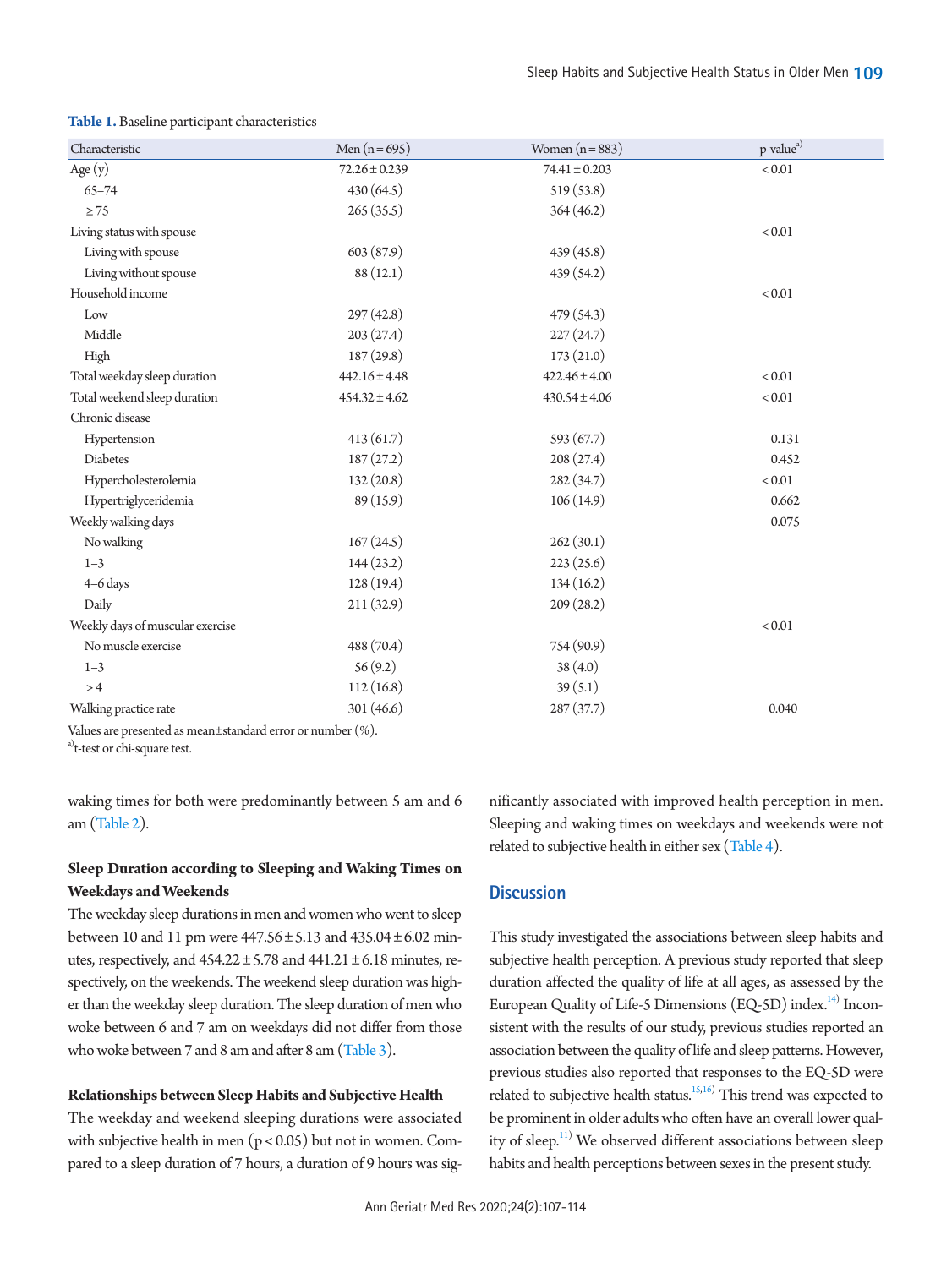**Table 1.** Baseline participant characteristics

| Characteristic | Men (n = 695) | Women (n = 883) | p-value[a)] |
|---|---|---|---|
| Age (y) | 72.26 ± 0.239 | 74.41 ± 0.203 | < 0.01 |
| 65–74 | 430 (64.5) | 519 (53.8) | |
| ≥ 75 | 265 (35.5) | 364 (46.2) | |
| Living status with spouse | | | < 0.01 |
| Living with spouse | 603 (87.9) | 439 (45.8) | |
| Living without spouse | 88 (12.1) | 439 (54.2) | |
| Household income | | | < 0.01 |
| Low | 297 (42.8) | 479 (54.3) | |
| Middle | 203 (27.4) | 227 (24.7) | |
| High | 187 (29.8) | 173 (21.0) | |
| Total weekday sleep duration | 442.16 ± 4.48 | 422.46 ± 4.00 | < 0.01 |
| Total weekend sleep duration | 454.32 ± 4.62 | 430.54 ± 4.06 | < 0.01 |
| Chronic disease | | | |
| Hypertension | 413 (61.7) | 593 (67.7) | 0.131 |
| Diabetes | 187 (27.2) | 208 (27.4) | 0.452 |
| Hypercholesterolemia | 132 (20.8) | 282 (34.7) | < 0.01 |
| Hypertriglyceridemia | 89 (15.9) | 106 (14.9) | 0.662 |
| Weekly walking days | | | 0.075 |
| No walking | 167 (24.5) | 262 (30.1) | |
| 1–3 | 144 (23.2) | 223 (25.6) | |
| 4–6 days | 128 (19.4) | 134 (16.2) | |
| Daily | 211 (32.9) | 209 (28.2) | |
| Weekly days of muscular exercise | | | < 0.01 |
| No muscle exercise | 488 (70.4) | 754 (90.9) | |
| 1–3 | 56 (9.2) | 38 (4.0) | |
| > 4 | 112 (16.8) | 39 (5.1) | |
| Walking practice rate | 301 (46.6) | 287 (37.7) | 0.040 |

Values are presented as mean±standard error or number (%).
[a)]t-test or chi-square test.

waking times for both were predominantly between 5 am and 6 am (Table 2).

### Sleep Duration according to Sleeping and Waking Times on Weekdays and Weekends

The weekday sleep durations in men and women who went to sleep between 10 and 11 pm were 447.56 ± 5.13 and 435.04 ± 6.02 minutes, respectively, and 454.22 ± 5.78 and 441.21 ± 6.18 minutes, respectively, on the weekends. The weekend sleep duration was higher than the weekday sleep duration. The sleep duration of men who woke between 6 and 7 am on weekdays did not differ from those who woke between 7 and 8 am and after 8 am (Table 3).

### Relationships between Sleep Habits and Subjective Health

The weekday and weekend sleeping durations were associated with subjective health in men ($p < 0.05$) but not in women. Compared to a sleep duration of 7 hours, a duration of 9 hours was significantly associated with improved health perception in men. Sleeping and waking times on weekdays and weekends were not related to subjective health in either sex (Table 4).

## Discussion

This study investigated the associations between sleep habits and subjective health perception. A previous study reported that sleep duration affected the quality of life at all ages, as assessed by the European Quality of Life-5 Dimensions (EQ-5D) index.[14)] Inconsistent with the results of our study, previous studies reported an association between the quality of life and sleep patterns. However, previous studies also reported that responses to the EQ-5D were related to subjective health status.[15,16)] This trend was expected to be prominent in older adults who often have an overall lower quality of sleep.[11)] We observed different associations between sleep habits and health perceptions between sexes in the present study.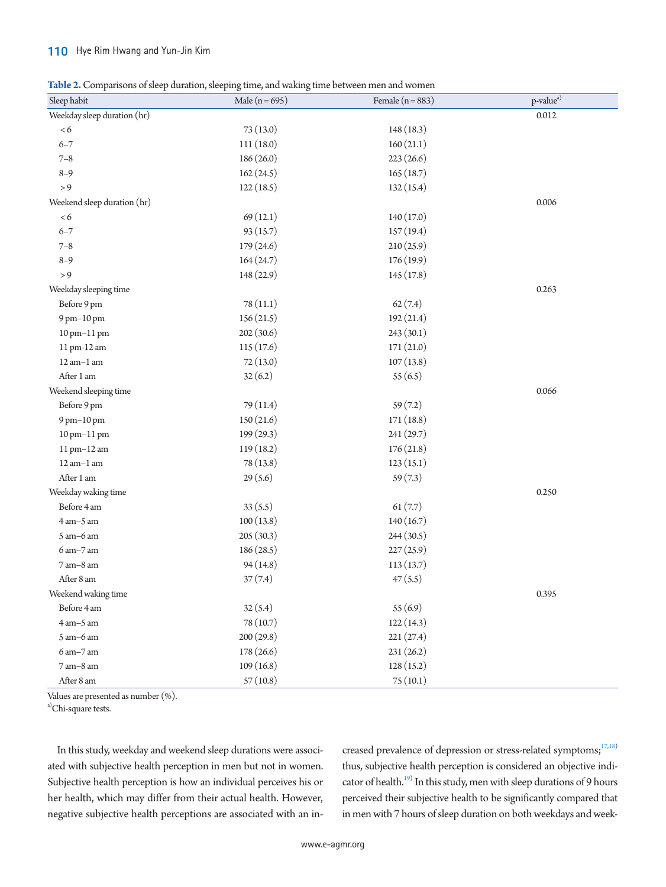**Table 2.** Comparisons of sleep duration, sleeping time, and waking time between men and women

| Sleep habit | Male (n = 695) | Female (n = 883) | p-value[a] |
|---|---|---|---|
| Weekday sleep duration (hr) | | | 0.012 |
| < 6 | 73 (13.0) | 148 (18.3) | |
| 6–7 | 111 (18.0) | 160 (21.1) | |
| 7–8 | 186 (26.0) | 223 (26.6) | |
| 8–9 | 162 (24.5) | 165 (18.7) | |
| > 9 | 122 (18.5) | 132 (15.4) | |
| Weekend sleep duration (hr) | | | 0.006 |
| < 6 | 69 (12.1) | 140 (17.0) | |
| 6–7 | 93 (15.7) | 157 (19.4) | |
| 7–8 | 179 (24.6) | 210 (25.9) | |
| 8–9 | 164 (24.7) | 176 (19.9) | |
| > 9 | 148 (22.9) | 145 (17.8) | |
| Weekday sleeping time | | | 0.263 |
| Before 9 pm | 78 (11.1) | 62 (7.4) | |
| 9 pm–10 pm | 156 (21.5) | 192 (21.4) | |
| 10 pm–11 pm | 202 (30.6) | 243 (30.1) | |
| 11 pm-12 am | 115 (17.6) | 171 (21.0) | |
| 12 am–1 am | 72 (13.0) | 107 (13.8) | |
| After 1 am | 32 (6.2) | 55 (6.5) | |
| Weekend sleeping time | | | 0.066 |
| Before 9 pm | 79 (11.4) | 59 (7.2) | |
| 9 pm–10 pm | 150 (21.6) | 171 (18.8) | |
| 10 pm–11 pm | 199 (29.3) | 241 (29.7) | |
| 11 pm–12 am | 119 (18.2) | 176 (21.8) | |
| 12 am–1 am | 78 (13.8) | 123 (15.1) | |
| After 1 am | 29 (5.6) | 59 (7.3) | |
| Weekday waking time | | | 0.250 |
| Before 4 am | 33 (5.5) | 61 (7.7) | |
| 4 am–5 am | 100 (13.8) | 140 (16.7) | |
| 5 am–6 am | 205 (30.3) | 244 (30.5) | |
| 6 am–7 am | 186 (28.5) | 227 (25.9) | |
| 7 am–8 am | 94 (14.8) | 113 (13.7) | |
| After 8 am | 37 (7.4) | 47 (5.5) | |
| Weekend waking time | | | 0.395 |
| Before 4 am | 32 (5.4) | 55 (6.9) | |
| 4 am–5 am | 78 (10.7) | 122 (14.3) | |
| 5 am–6 am | 200 (29.8) | 221 (27.4) | |
| 6 am–7 am | 178 (26.6) | 231 (26.2) | |
| 7 am–8 am | 109 (16.8) | 128 (15.2) | |
| After 8 am | 57 (10.8) | 75 (10.1) | |

Values are presented as number (%).
[a]Chi-square tests.

In this study, weekday and weekend sleep durations were associated with subjective health perception in men but not in women. Subjective health perception is how an individual perceives his or her health, which may differ from their actual health. However, negative subjective health perceptions are associated with an increased prevalence of depression or stress-related symptoms;[17,18] thus, subjective health perception is considered an objective indicator of health.[19] In this study, men with sleep durations of 9 hours perceived their subjective health to be significantly compared that in men with 7 hours of sleep duration on both weekdays and week-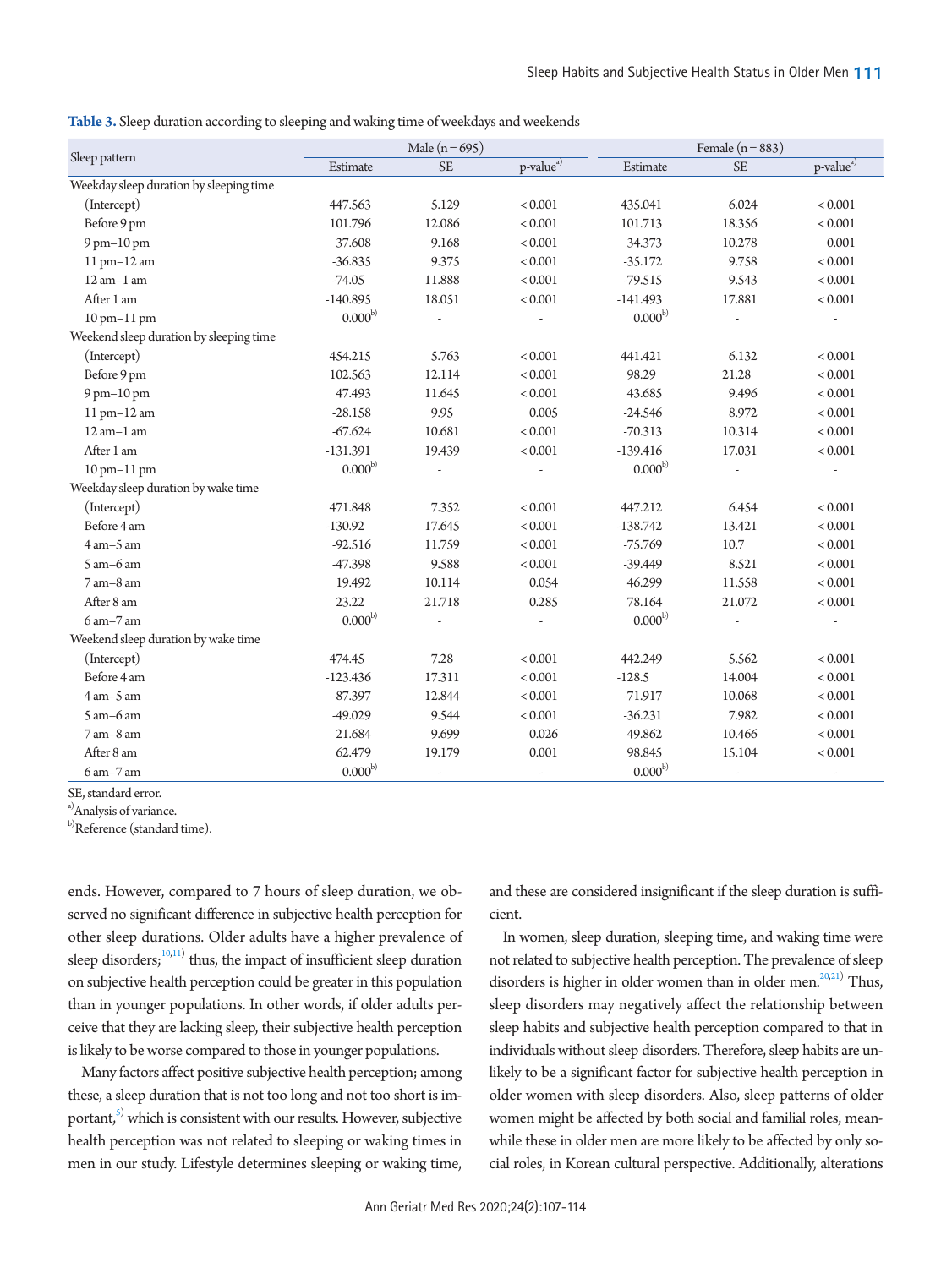**Table 3.** Sleep duration according to sleeping and waking time of weekdays and weekends

| Sleep pattern | Male (n = 695) | | | Female (n = 883) | | |
|---|---|---|---|---|---|---|
| | Estimate | SE | p-value[a] | Estimate | SE | p-value[a] |
| Weekday sleep duration by sleeping time | | | | | | |
| (Intercept) | 447.563 | 5.129 | < 0.001 | 435.041 | 6.024 | < 0.001 |
| Before 9 pm | 101.796 | 12.086 | < 0.001 | 101.713 | 18.356 | < 0.001 |
| 9 pm–10 pm | 37.608 | 9.168 | < 0.001 | 34.373 | 10.278 | 0.001 |
| 11 pm–12 am | -36.835 | 9.375 | < 0.001 | -35.172 | 9.758 | < 0.001 |
| 12 am–1 am | -74.05 | 11.888 | < 0.001 | -79.515 | 9.543 | < 0.001 |
| After 1 am | -140.895 | 18.051 | < 0.001 | -141.493 | 17.881 | < 0.001 |
| 10 pm–11 pm | 0.000[b] | - | - | 0.000[b] | - | - |
| Weekend sleep duration by sleeping time | | | | | | |
| (Intercept) | 454.215 | 5.763 | < 0.001 | 441.421 | 6.132 | < 0.001 |
| Before 9 pm | 102.563 | 12.114 | < 0.001 | 98.29 | 21.28 | < 0.001 |
| 9 pm–10 pm | 47.493 | 11.645 | < 0.001 | 43.685 | 9.496 | < 0.001 |
| 11 pm–12 am | -28.158 | 9.95 | 0.005 | -24.546 | 8.972 | < 0.001 |
| 12 am–1 am | -67.624 | 10.681 | < 0.001 | -70.313 | 10.314 | < 0.001 |
| After 1 am | -131.391 | 19.439 | < 0.001 | -139.416 | 17.031 | < 0.001 |
| 10 pm–11 pm | 0.000[b] | - | - | 0.000[b] | - | - |
| Weekday sleep duration by wake time | | | | | | |
| (Intercept) | 471.848 | 7.352 | < 0.001 | 447.212 | 6.454 | < 0.001 |
| Before 4 am | -130.92 | 17.645 | < 0.001 | -138.742 | 13.421 | < 0.001 |
| 4 am–5 am | -92.516 | 11.759 | < 0.001 | -75.769 | 10.7 | < 0.001 |
| 5 am–6 am | -47.398 | 9.588 | < 0.001 | -39.449 | 8.521 | < 0.001 |
| 7 am–8 am | 19.492 | 10.114 | 0.054 | 46.299 | 11.558 | < 0.001 |
| After 8 am | 23.22 | 21.718 | 0.285 | 78.164 | 21.072 | < 0.001 |
| 6 am–7 am | 0.000[b] | - | - | 0.000[b] | - | - |
| Weekend sleep duration by wake time | | | | | | |
| (Intercept) | 474.45 | 7.28 | < 0.001 | 442.249 | 5.562 | < 0.001 |
| Before 4 am | -123.436 | 17.311 | < 0.001 | -128.5 | 14.004 | < 0.001 |
| 4 am–5 am | -87.397 | 12.844 | < 0.001 | -71.917 | 10.068 | < 0.001 |
| 5 am–6 am | -49.029 | 9.544 | < 0.001 | -36.231 | 7.982 | < 0.001 |
| 7 am–8 am | 21.684 | 9.699 | 0.026 | 49.862 | 10.466 | < 0.001 |
| After 8 am | 62.479 | 19.179 | 0.001 | 98.845 | 15.104 | < 0.001 |
| 6 am–7 am | 0.000[b] | - | - | 0.000[b] | - | - |

SE, standard error.
[a]Analysis of variance.
[b]Reference (standard time).

ends. However, compared to 7 hours of sleep duration, we observed no significant difference in subjective health perception for other sleep durations. Older adults have a higher prevalence of sleep disorders;[10,11] thus, the impact of insufficient sleep duration on subjective health perception could be greater in this population than in younger populations. In other words, if older adults perceive that they are lacking sleep, their subjective health perception is likely to be worse compared to those in younger populations.

Many factors affect positive subjective health perception; among these, a sleep duration that is not too long and not too short is important,[5] which is consistent with our results. However, subjective health perception was not related to sleeping or waking times in men in our study. Lifestyle determines sleeping or waking time, and these are considered insignificant if the sleep duration is sufficient.

In women, sleep duration, sleeping time, and waking time were not related to subjective health perception. The prevalence of sleep disorders is higher in older women than in older men.[20,21] Thus, sleep disorders may negatively affect the relationship between sleep habits and subjective health perception compared to that in individuals without sleep disorders. Therefore, sleep habits are unlikely to be a significant factor for subjective health perception in older women with sleep disorders. Also, sleep patterns of older women might be affected by both social and familial roles, meanwhile these in older men are more likely to be affected by only social roles, in Korean cultural perspective. Additionally, alterations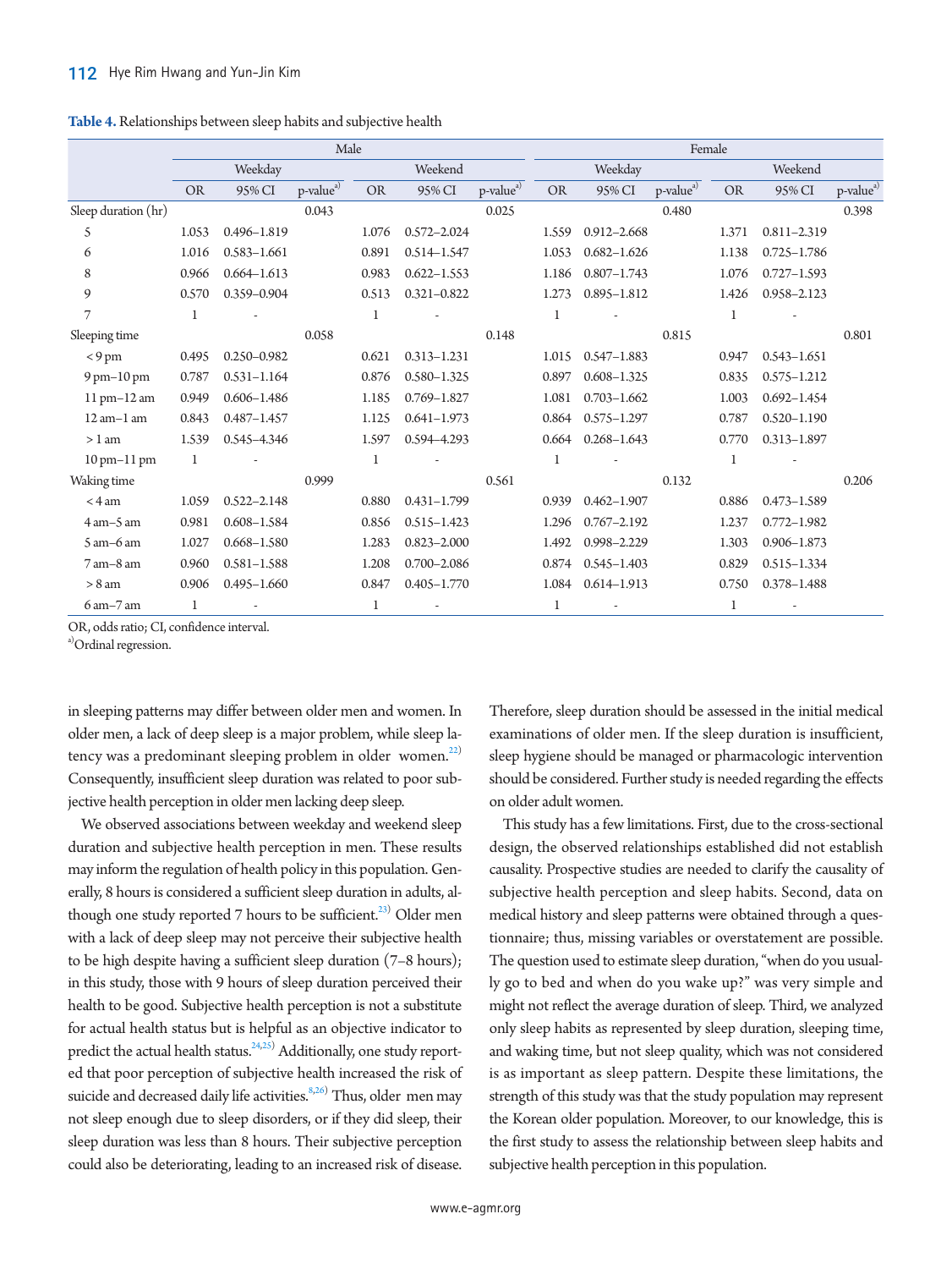**Table 4.** Relationships between sleep habits and subjective health

| | Male | | | | | | Female | | | | | |
|---|---|---|---|---|---|---|---|---|---|---|---|---|
| | Weekday | | | Weekend | | | Weekday | | | Weekend | | |
| | OR | 95% CI | p-value[a] | OR | 95% CI | p-value[a] | OR | 95% CI | p-value[a] | OR | 95% CI | p-value[a] |
| Sleep duration (hr) | | | 0.043 | | | 0.025 | | | 0.480 | | | 0.398 |
| 5 | 1.053 | 0.496–1.819 | | 1.076 | 0.572–2.024 | | 1.559 | 0.912–2.668 | | 1.371 | 0.811–2.319 | |
| 6 | 1.016 | 0.583–1.661 | | 0.891 | 0.514–1.547 | | 1.053 | 0.682–1.626 | | 1.138 | 0.725–1.786 | |
| 8 | 0.966 | 0.664–1.613 | | 0.983 | 0.622–1.553 | | 1.186 | 0.807–1.743 | | 1.076 | 0.727–1.593 | |
| 9 | 0.570 | 0.359–0.904 | | 0.513 | 0.321–0.822 | | 1.273 | 0.895–1.812 | | 1.426 | 0.958–2.123 | |
| 7 | 1 | - | | 1 | - | | 1 | - | | 1 | - | |
| Sleeping time | | | 0.058 | | | 0.148 | | | 0.815 | | | 0.801 |
| < 9 pm | 0.495 | 0.250–0.982 | | 0.621 | 0.313–1.231 | | 1.015 | 0.547–1.883 | | 0.947 | 0.543–1.651 | |
| 9 pm–10 pm | 0.787 | 0.531–1.164 | | 0.876 | 0.580–1.325 | | 0.897 | 0.608–1.325 | | 0.835 | 0.575–1.212 | |
| 11 pm–12 am | 0.949 | 0.606–1.486 | | 1.185 | 0.769–1.827 | | 1.081 | 0.703–1.662 | | 1.003 | 0.692–1.454 | |
| 12 am–1 am | 0.843 | 0.487–1.457 | | 1.125 | 0.641–1.973 | | 0.864 | 0.575–1.297 | | 0.787 | 0.520–1.190 | |
| > 1 am | 1.539 | 0.545–4.346 | | 1.597 | 0.594–4.293 | | 0.664 | 0.268–1.643 | | 0.770 | 0.313–1.897 | |
| 10 pm–11 pm | 1 | - | | 1 | - | | 1 | - | | 1 | - | |
| Waking time | | | 0.999 | | | 0.561 | | | 0.132 | | | 0.206 |
| < 4 am | 1.059 | 0.522–2.148 | | 0.880 | 0.431–1.799 | | 0.939 | 0.462–1.907 | | 0.886 | 0.473–1.589 | |
| 4 am–5 am | 0.981 | 0.608–1.584 | | 0.856 | 0.515–1.423 | | 1.296 | 0.767–2.192 | | 1.237 | 0.772–1.982 | |
| 5 am–6 am | 1.027 | 0.668–1.580 | | 1.283 | 0.823–2.000 | | 1.492 | 0.998–2.229 | | 1.303 | 0.906–1.873 | |
| 7 am–8 am | 0.960 | 0.581–1.588 | | 1.208 | 0.700–2.086 | | 0.874 | 0.545–1.403 | | 0.829 | 0.515–1.334 | |
| > 8 am | 0.906 | 0.495–1.660 | | 0.847 | 0.405–1.770 | | 1.084 | 0.614–1.913 | | 0.750 | 0.378–1.488 | |
| 6 am–7 am | 1 | - | | 1 | - | | 1 | - | | 1 | - | |

OR, odds ratio; CI, confidence interval.
[a]Ordinal regression.

in sleeping patterns may differ between older men and women. In older men, a lack of deep sleep is a major problem, while sleep latency was a predominant sleeping problem in older women.[22] Consequently, insufficient sleep duration was related to poor subjective health perception in older men lacking deep sleep.

We observed associations between weekday and weekend sleep duration and subjective health perception in men. These results may inform the regulation of health policy in this population. Generally, 8 hours is considered a sufficient sleep duration in adults, although one study reported 7 hours to be sufficient.[23] Older men with a lack of deep sleep may not perceive their subjective health to be high despite having a sufficient sleep duration (7–8 hours); in this study, those with 9 hours of sleep duration perceived their health to be good. Subjective health perception is not a substitute for actual health status but is helpful as an objective indicator to predict the actual health status.[24,25] Additionally, one study reported that poor perception of subjective health increased the risk of suicide and decreased daily life activities.[8,26] Thus, older men may not sleep enough due to sleep disorders, or if they did sleep, their sleep duration was less than 8 hours. Their subjective perception could also be deteriorating, leading to an increased risk of disease. Therefore, sleep duration should be assessed in the initial medical examinations of older men. If the sleep duration is insufficient, sleep hygiene should be managed or pharmacologic intervention should be considered. Further study is needed regarding the effects on older adult women.

This study has a few limitations. First, due to the cross-sectional design, the observed relationships established did not establish causality. Prospective studies are needed to clarify the causality of subjective health perception and sleep habits. Second, data on medical history and sleep patterns were obtained through a questionnaire; thus, missing variables or overstatement are possible. The question used to estimate sleep duration, "when do you usually go to bed and when do you wake up?" was very simple and might not reflect the average duration of sleep. Third, we analyzed only sleep habits as represented by sleep duration, sleeping time, and waking time, but not sleep quality, which was not considered is as important as sleep pattern. Despite these limitations, the strength of this study was that the study population may represent the Korean older population. Moreover, to our knowledge, this is the first study to assess the relationship between sleep habits and subjective health perception in this population.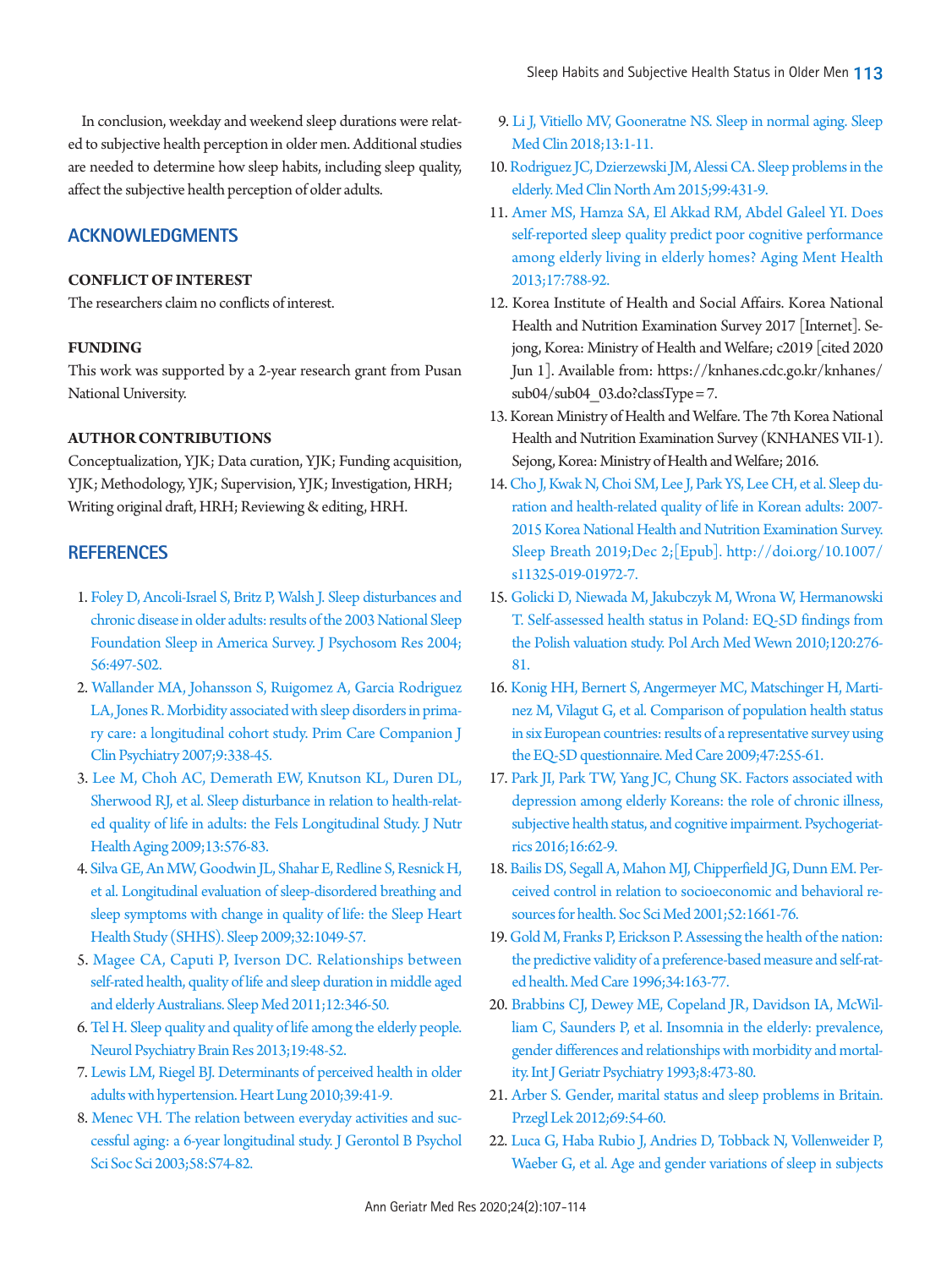In conclusion, weekday and weekend sleep durations were related to subjective health perception in older men. Additional studies are needed to determine how sleep habits, including sleep quality, affect the subjective health perception of older adults.

## ACKNOWLEDGMENTS

### CONFLICT OF INTEREST

The researchers claim no conflicts of interest.

### FUNDING

This work was supported by a 2-year research grant from Pusan National University.

### AUTHOR CONTRIBUTIONS

Conceptualization, YJK; Data curation, YJK; Funding acquisition, YJK; Methodology, YJK; Supervision, YJK; Investigation, HRH; Writing original draft, HRH; Reviewing & editing, HRH.

## REFERENCES

1. Foley D, Ancoli-Israel S, Britz P, Walsh J. Sleep disturbances and chronic disease in older adults: results of the 2003 National Sleep Foundation Sleep in America Survey. J Psychosom Res 2004; 56:497-502.
2. Wallander MA, Johansson S, Ruigomez A, Garcia Rodriguez LA, Jones R. Morbidity associated with sleep disorders in primary care: a longitudinal cohort study. Prim Care Companion J Clin Psychiatry 2007;9:338-45.
3. Lee M, Choh AC, Demerath EW, Knutson KL, Duren DL, Sherwood RJ, et al. Sleep disturbance in relation to health-related quality of life in adults: the Fels Longitudinal Study. J Nutr Health Aging 2009;13:576-83.
4. Silva GE, An MW, Goodwin JL, Shahar E, Redline S, Resnick H, et al. Longitudinal evaluation of sleep-disordered breathing and sleep symptoms with change in quality of life: the Sleep Heart Health Study (SHHS). Sleep 2009;32:1049-57.
5. Magee CA, Caputi P, Iverson DC. Relationships between self-rated health, quality of life and sleep duration in middle aged and elderly Australians. Sleep Med 2011;12:346-50.
6. Tel H. Sleep quality and quality of life among the elderly people. Neurol Psychiatry Brain Res 2013;19:48-52.
7. Lewis LM, Riegel BJ. Determinants of perceived health in older adults with hypertension. Heart Lung 2010;39:41-9.
8. Menec VH. The relation between everyday activities and successful aging: a 6-year longitudinal study. J Gerontol B Psychol Sci Soc Sci 2003;58:S74-82.
9. Li J, Vitiello MV, Gooneratne NS. Sleep in normal aging. Sleep Med Clin 2018;13:1-11.
10. Rodriguez JC, Dzierzewski JM, Alessi CA. Sleep problems in the elderly. Med Clin North Am 2015;99:431-9.
11. Amer MS, Hamza SA, El Akkad RM, Abdel Galeel YI. Does self-reported sleep quality predict poor cognitive performance among elderly living in elderly homes? Aging Ment Health 2013;17:788-92.
12. Korea Institute of Health and Social Affairs. Korea National Health and Nutrition Examination Survey 2017 [Internet]. Sejong, Korea: Ministry of Health and Welfare; c2019 [cited 2020 Jun 1]. Available from: https://knhanes.cdc.go.kr/knhanes/sub04/sub04_03.do?classType=7.
13. Korean Ministry of Health and Welfare. The 7th Korea National Health and Nutrition Examination Survey (KNHANES VII-1). Sejong, Korea: Ministry of Health and Welfare; 2016.
14. Cho J, Kwak N, Choi SM, Lee J, Park YS, Lee CH, et al. Sleep duration and health-related quality of life in Korean adults: 2007-2015 Korea National Health and Nutrition Examination Survey. Sleep Breath 2019;Dec 2;[Epub]. http://doi.org/10.1007/s11325-019-01972-7.
15. Golicki D, Niewada M, Jakubczyk M, Wrona W, Hermanowski T. Self-assessed health status in Poland: EQ-5D findings from the Polish valuation study. Pol Arch Med Wewn 2010;120:276-81.
16. Konig HH, Bernert S, Angermeyer MC, Matschinger H, Martinez M, Vilagut G, et al. Comparison of population health status in six European countries: results of a representative survey using the EQ-5D questionnaire. Med Care 2009;47:255-61.
17. Park JI, Park TW, Yang JC, Chung SK. Factors associated with depression among elderly Koreans: the role of chronic illness, subjective health status, and cognitive impairment. Psychogeriatrics 2016;16:62-9.
18. Bailis DS, Segall A, Mahon MJ, Chipperfield JG, Dunn EM. Perceived control in relation to socioeconomic and behavioral resources for health. Soc Sci Med 2001;52:1661-76.
19. Gold M, Franks P, Erickson P. Assessing the health of the nation: the predictive validity of a preference-based measure and self-rated health. Med Care 1996;34:163-77.
20. Brabbins CJ, Dewey ME, Copeland JR, Davidson IA, McWilliam C, Saunders P, et al. Insomnia in the elderly: prevalence, gender differences and relationships with morbidity and mortality. Int J Geriatr Psychiatry 1993;8:473-80.
21. Arber S. Gender, marital status and sleep problems in Britain. Przegl Lek 2012;69:54-60.
22. Luca G, Haba Rubio J, Andries D, Tobback N, Vollenweider P, Waeber G, et al. Age and gender variations of sleep in subjects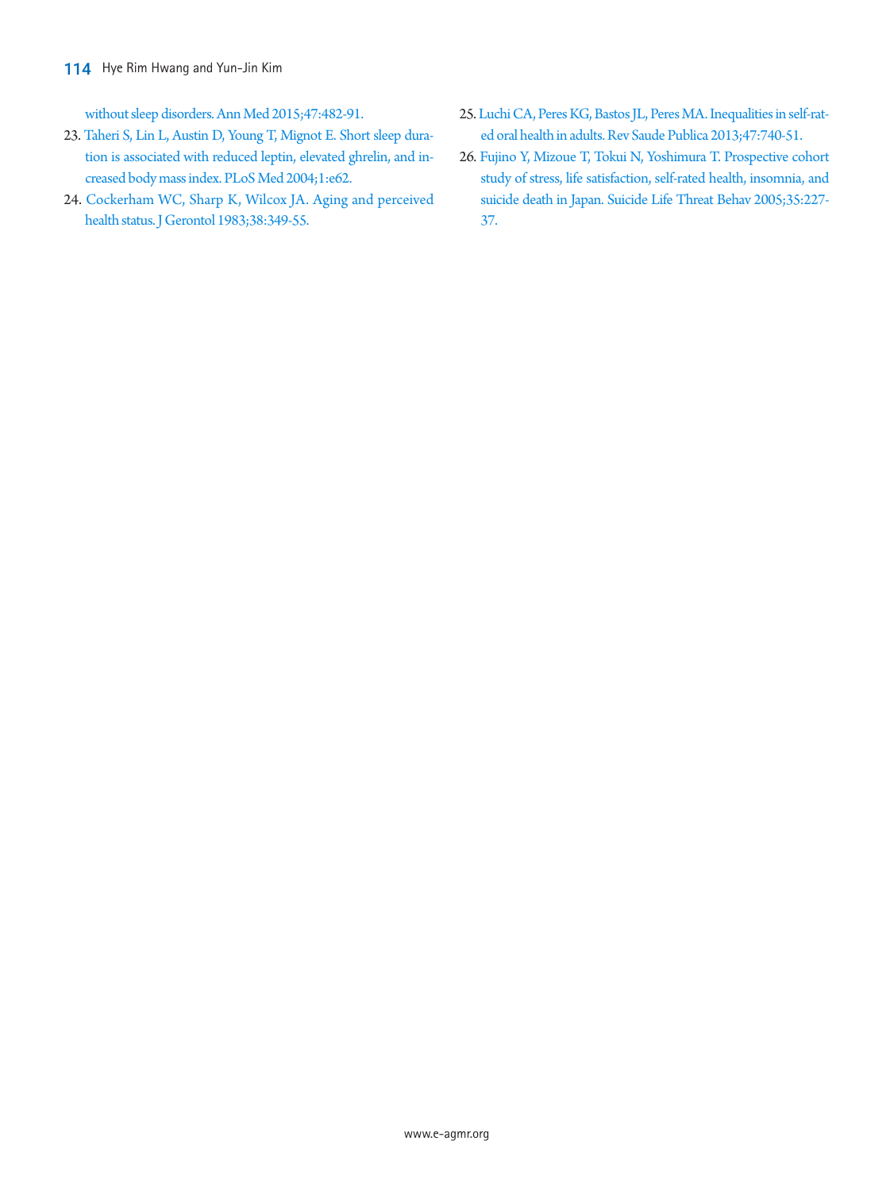without sleep disorders. Ann Med 2015;47:482-91.

23. Taheri S, Lin L, Austin D, Young T, Mignot E. Short sleep duration is associated with reduced leptin, elevated ghrelin, and increased body mass index. PLoS Med 2004;1:e62.
24. Cockerham WC, Sharp K, Wilcox JA. Aging and perceived health status. J Gerontol 1983;38:349-55.
25. Luchi CA, Peres KG, Bastos JL, Peres MA. Inequalities in self-rated oral health in adults. Rev Saude Publica 2013;47:740-51.
26. Fujino Y, Mizoue T, Tokui N, Yoshimura T. Prospective cohort study of stress, life satisfaction, self-rated health, insomnia, and suicide death in Japan. Suicide Life Threat Behav 2005;35:227-37.